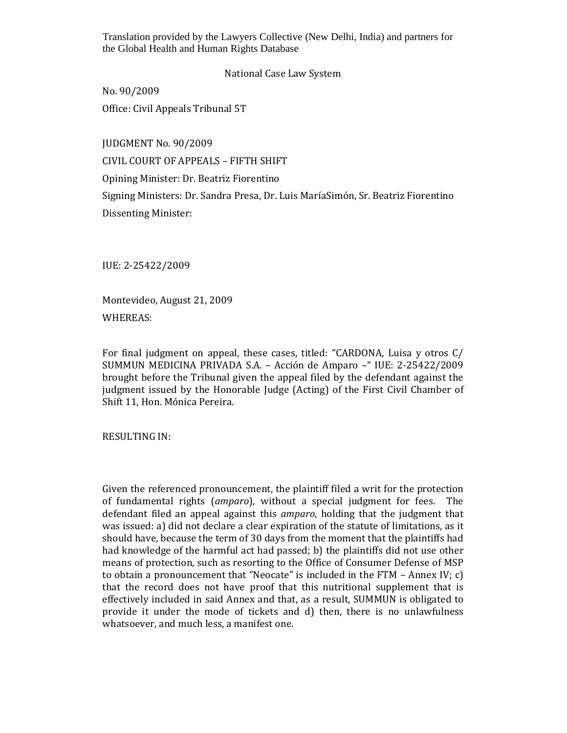Translation provided by the Lawyers Collective (New Delhi, India) and partners for the Global Health and Human Rights Database

National Case Law System

No. 90/2009

Office: Civil Appeals Tribunal 5T

JUDGMENT No. 90/2009

CIVIL COURT OF APPEALS – FIFTH SHIFT

Opining Minister: Dr. Beatriz Fiorentino

Signing Ministers: Dr. Sandra Presa, Dr. Luis MaríaSimón, Sr. Beatriz Fiorentino

Dissenting Minister:

IUE: 2-25422/2009

Montevideo, August 21, 2009

WHEREAS:

For final judgment on appeal, these cases, titled: "CARDONA, Luisa y otros C/ SUMMUN MEDICINA PRIVADA S.A. – Acción de Amparo –" IUE: 2-25422/2009 brought before the Tribunal given the appeal filed by the defendant against the judgment issued by the Honorable Judge (Acting) of the First Civil Chamber of Shift 11, Hon. Mónica Pereira.

RESULTING IN:

Given the referenced pronouncement, the plaintiff filed a writ for the protection of fundamental rights (*amparo*), without a special judgment for fees. The defendant filed an appeal against this *amparo*, holding that the judgment that was issued: a) did not declare a clear expiration of the statute of limitations, as it should have, because the term of 30 days from the moment that the plaintiffs had had knowledge of the harmful act had passed; b) the plaintiffs did not use other means of protection, such as resorting to the Office of Consumer Defense of MSP to obtain a pronouncement that "Neocate" is included in the FTM – Annex IV; c) that the record does not have proof that this nutritional supplement that is effectively included in said Annex and that, as a result, SUMMUN is obligated to provide it under the mode of tickets and d) then, there is no unlawfulness whatsoever, and much less, a manifest one.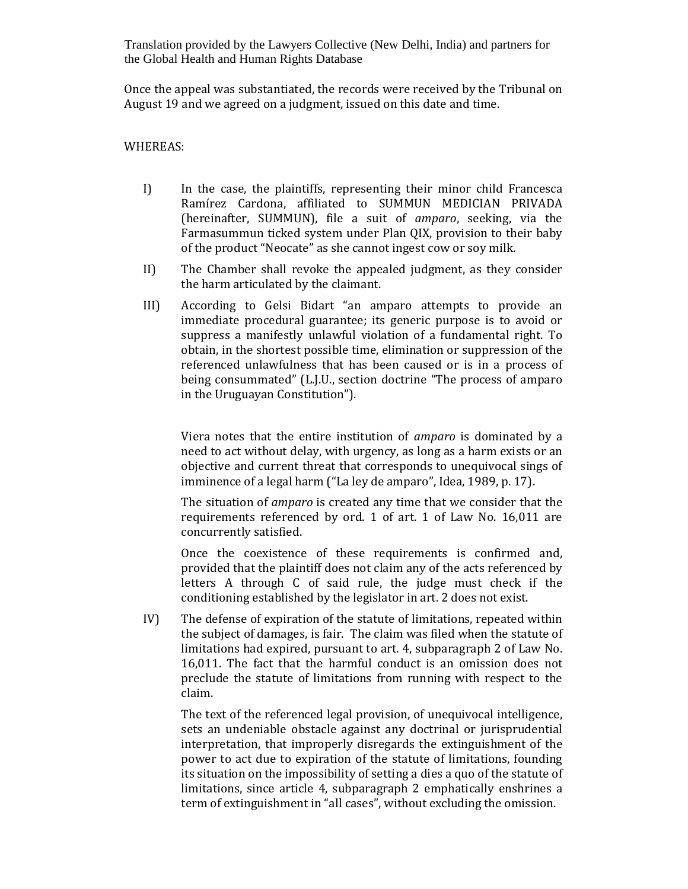Translation provided by the Lawyers Collective (New Delhi, India) and partners for the Global Health and Human Rights Database

Once the appeal was substantiated, the records were received by the Tribunal on August 19 and we agreed on a judgment, issued on this date and time.

WHEREAS:

I) In the case, the plaintiffs, representing their minor child Francesca Ramírez Cardona, affiliated to SUMMUN MEDICIAN PRIVADA (hereinafter, SUMMUN), file a suit of *amparo*, seeking, via the Farmasummun ticked system under Plan QIX, provision to their baby of the product "Neocate" as she cannot ingest cow or soy milk.

II) The Chamber shall revoke the appealed judgment, as they consider the harm articulated by the claimant.

III) According to Gelsi Bidart "an amparo attempts to provide an immediate procedural guarantee; its generic purpose is to avoid or suppress a manifestly unlawful violation of a fundamental right. To obtain, in the shortest possible time, elimination or suppression of the referenced unlawfulness that has been caused or is in a process of being consummated" (L.J.U., section doctrine "The process of amparo in the Uruguayan Constitution").

Viera notes that the entire institution of *amparo* is dominated by a need to act without delay, with urgency, as long as a harm exists or an objective and current threat that corresponds to unequivocal sings of imminence of a legal harm ("La ley de amparo", Idea, 1989, p. 17).

The situation of *amparo* is created any time that we consider that the requirements referenced by ord. 1 of art. 1 of Law No. 16,011 are concurrently satisfied.

Once the coexistence of these requirements is confirmed and, provided that the plaintiff does not claim any of the acts referenced by letters A through C of said rule, the judge must check if the conditioning established by the legislator in art. 2 does not exist.

IV) The defense of expiration of the statute of limitations, repeated within the subject of damages, is fair. The claim was filed when the statute of limitations had expired, pursuant to art. 4, subparagraph 2 of Law No. 16,011. The fact that the harmful conduct is an omission does not preclude the statute of limitations from running with respect to the claim.

The text of the referenced legal provision, of unequivocal intelligence, sets an undeniable obstacle against any doctrinal or jurisprudential interpretation, that improperly disregards the extinguishment of the power to act due to expiration of the statute of limitations, founding its situation on the impossibility of setting a dies a quo of the statute of limitations, since article 4, subparagraph 2 emphatically enshrines a term of extinguishment in "all cases", without excluding the omission.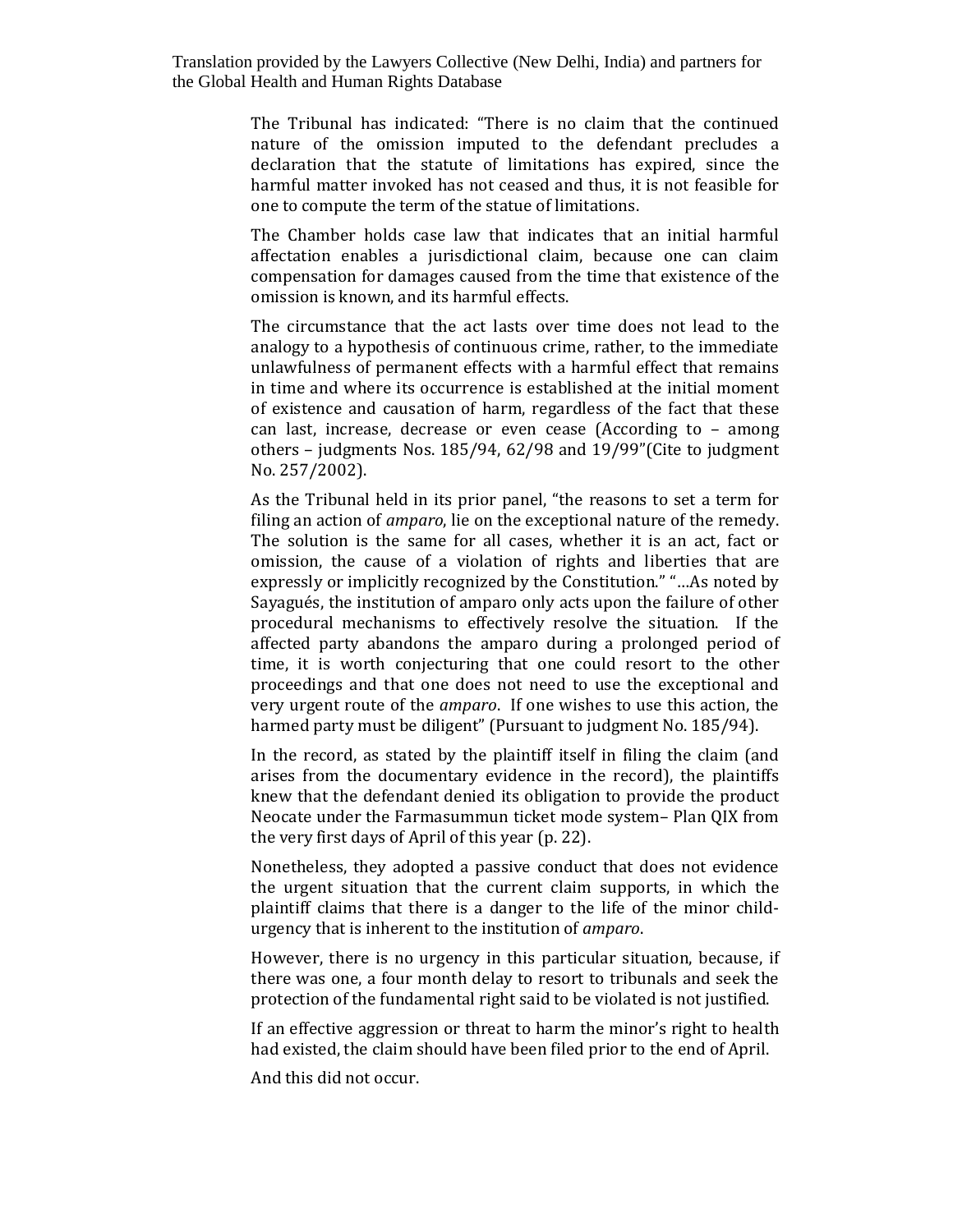The Tribunal has indicated: "There is no claim that the continued nature of the omission imputed to the defendant precludes a declaration that the statute of limitations has expired, since the harmful matter invoked has not ceased and thus, it is not feasible for one to compute the term of the statue of limitations.

The Chamber holds case law that indicates that an initial harmful affectation enables a jurisdictional claim, because one can claim compensation for damages caused from the time that existence of the omission is known, and its harmful effects.

The circumstance that the act lasts over time does not lead to the analogy to a hypothesis of continuous crime, rather, to the immediate unlawfulness of permanent effects with a harmful effect that remains in time and where its occurrence is established at the initial moment of existence and causation of harm, regardless of the fact that these can last, increase, decrease or even cease (According to – among others – judgments Nos. 185/94, 62/98 and 19/99"(Cite to judgment No. 257/2002).

As the Tribunal held in its prior panel, "the reasons to set a term for filing an action of *amparo*, lie on the exceptional nature of the remedy. The solution is the same for all cases, whether it is an act, fact or omission, the cause of a violation of rights and liberties that are expressly or implicitly recognized by the Constitution." "…As noted by Sayagués, the institution of amparo only acts upon the failure of other procedural mechanisms to effectively resolve the situation. If the affected party abandons the amparo during a prolonged period of time, it is worth conjecturing that one could resort to the other proceedings and that one does not need to use the exceptional and very urgent route of the *amparo*. If one wishes to use this action, the harmed party must be diligent" (Pursuant to judgment No. 185/94).

In the record, as stated by the plaintiff itself in filing the claim (and arises from the documentary evidence in the record), the plaintiffs knew that the defendant denied its obligation to provide the product Neocate under the Farmasummun ticket mode system– Plan QIX from the very first days of April of this year (p. 22).

Nonetheless, they adopted a passive conduct that does not evidence the urgent situation that the current claim supports, in which the plaintiff claims that there is a danger to the life of the minor child-urgency that is inherent to the institution of *amparo*.

However, there is no urgency in this particular situation, because, if there was one, a four month delay to resort to tribunals and seek the protection of the fundamental right said to be violated is not justified.

If an effective aggression or threat to harm the minor's right to health had existed, the claim should have been filed prior to the end of April.

And this did not occur.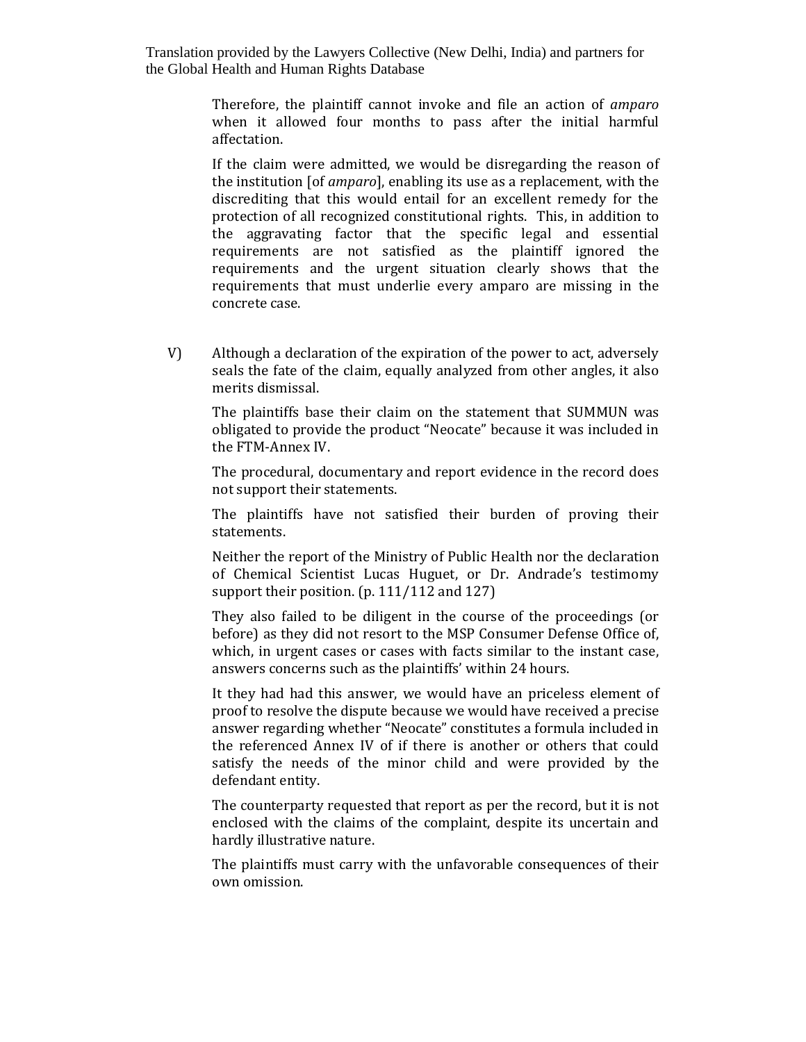Therefore, the plaintiff cannot invoke and file an action of *amparo* when it allowed four months to pass after the initial harmful affectation.

If the claim were admitted, we would be disregarding the reason of the institution [of *amparo*], enabling its use as a replacement, with the discrediting that this would entail for an excellent remedy for the protection of all recognized constitutional rights. This, in addition to the aggravating factor that the specific legal and essential requirements are not satisfied as the plaintiff ignored the requirements and the urgent situation clearly shows that the requirements that must underlie every amparo are missing in the concrete case.

V) Although a declaration of the expiration of the power to act, adversely seals the fate of the claim, equally analyzed from other angles, it also merits dismissal.

The plaintiffs base their claim on the statement that SUMMUN was obligated to provide the product "Neocate" because it was included in the FTM-Annex IV.

The procedural, documentary and report evidence in the record does not support their statements.

The plaintiffs have not satisfied their burden of proving their statements.

Neither the report of the Ministry of Public Health nor the declaration of Chemical Scientist Lucas Huguet, or Dr. Andrade's testimomy support their position. (p. 111/112 and 127)

They also failed to be diligent in the course of the proceedings (or before) as they did not resort to the MSP Consumer Defense Office of, which, in urgent cases or cases with facts similar to the instant case, answers concerns such as the plaintiffs' within 24 hours.

It they had had this answer, we would have an priceless element of proof to resolve the dispute because we would have received a precise answer regarding whether "Neocate" constitutes a formula included in the referenced Annex IV of if there is another or others that could satisfy the needs of the minor child and were provided by the defendant entity.

The counterparty requested that report as per the record, but it is not enclosed with the claims of the complaint, despite its uncertain and hardly illustrative nature.

The plaintiffs must carry with the unfavorable consequences of their own omission.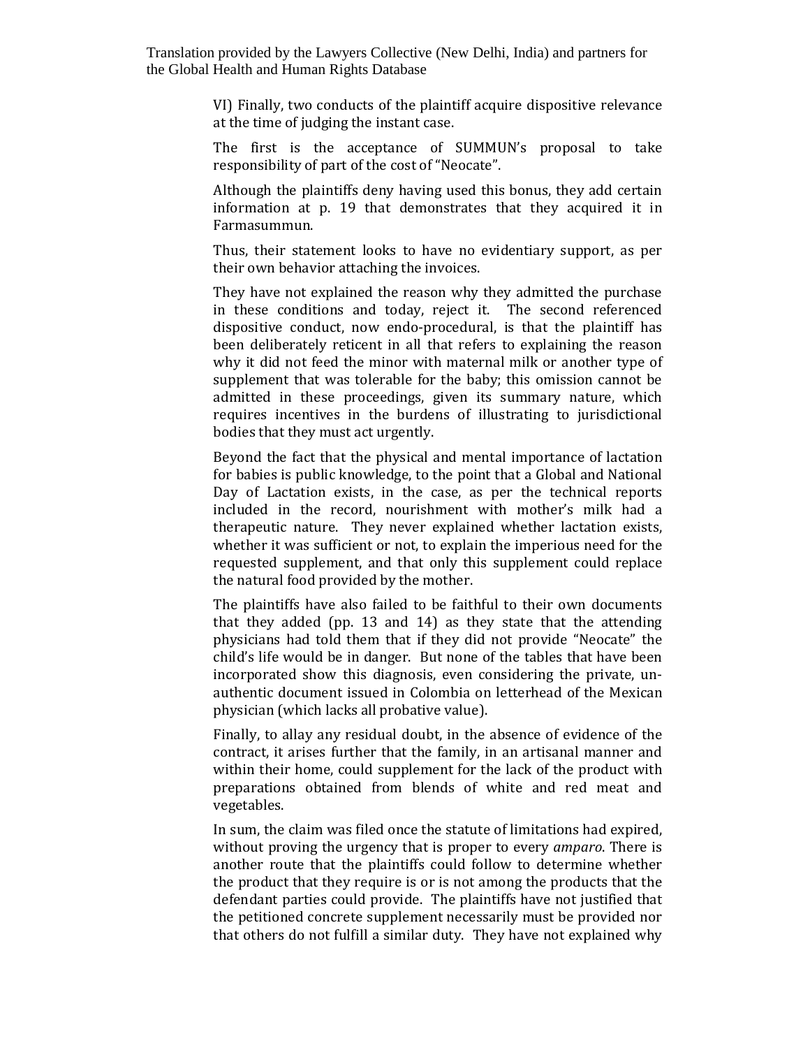VI) Finally, two conducts of the plaintiff acquire dispositive relevance at the time of judging the instant case.

The first is the acceptance of SUMMUN's proposal to take responsibility of part of the cost of "Neocate".

Although the plaintiffs deny having used this bonus, they add certain information at p. 19 that demonstrates that they acquired it in Farmasummun.

Thus, their statement looks to have no evidentiary support, as per their own behavior attaching the invoices.

They have not explained the reason why they admitted the purchase in these conditions and today, reject it. The second referenced dispositive conduct, now endo-procedural, is that the plaintiff has been deliberately reticent in all that refers to explaining the reason why it did not feed the minor with maternal milk or another type of supplement that was tolerable for the baby; this omission cannot be admitted in these proceedings, given its summary nature, which requires incentives in the burdens of illustrating to jurisdictional bodies that they must act urgently.

Beyond the fact that the physical and mental importance of lactation for babies is public knowledge, to the point that a Global and National Day of Lactation exists, in the case, as per the technical reports included in the record, nourishment with mother's milk had a therapeutic nature. They never explained whether lactation exists, whether it was sufficient or not, to explain the imperious need for the requested supplement, and that only this supplement could replace the natural food provided by the mother.

The plaintiffs have also failed to be faithful to their own documents that they added (pp. 13 and 14) as they state that the attending physicians had told them that if they did not provide "Neocate" the child's life would be in danger. But none of the tables that have been incorporated show this diagnosis, even considering the private, un-authentic document issued in Colombia on letterhead of the Mexican physician (which lacks all probative value).

Finally, to allay any residual doubt, in the absence of evidence of the contract, it arises further that the family, in an artisanal manner and within their home, could supplement for the lack of the product with preparations obtained from blends of white and red meat and vegetables.

In sum, the claim was filed once the statute of limitations had expired, without proving the urgency that is proper to every *amparo*. There is another route that the plaintiffs could follow to determine whether the product that they require is or is not among the products that the defendant parties could provide. The plaintiffs have not justified that the petitioned concrete supplement necessarily must be provided nor that others do not fulfill a similar duty. They have not explained why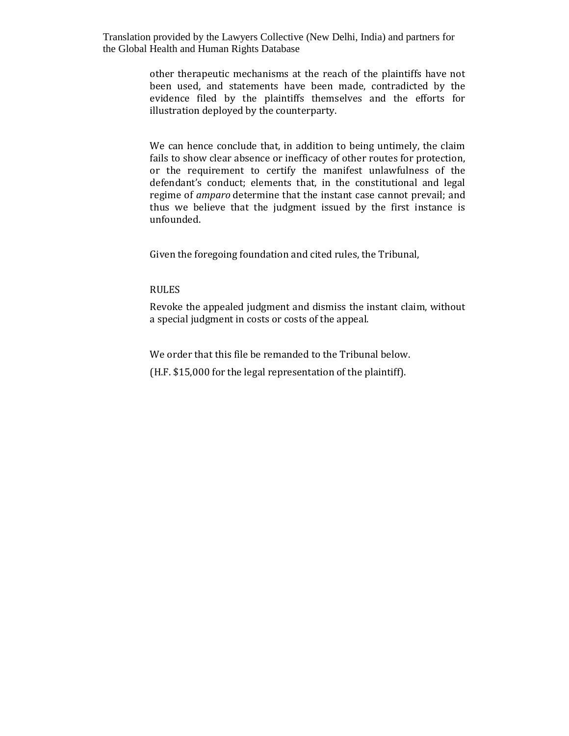other therapeutic mechanisms at the reach of the plaintiffs have not been used, and statements have been made, contradicted by the evidence filed by the plaintiffs themselves and the efforts for illustration deployed by the counterparty.

We can hence conclude that, in addition to being untimely, the claim fails to show clear absence or inefficacy of other routes for protection, or the requirement to certify the manifest unlawfulness of the defendant's conduct; elements that, in the constitutional and legal regime of *amparo* determine that the instant case cannot prevail; and thus we believe that the judgment issued by the first instance is unfounded.

Given the foregoing foundation and cited rules, the Tribunal,

RULES

Revoke the appealed judgment and dismiss the instant claim, without a special judgment in costs or costs of the appeal.

We order that this file be remanded to the Tribunal below.

(H.F. $15,000 for the legal representation of the plaintiff).